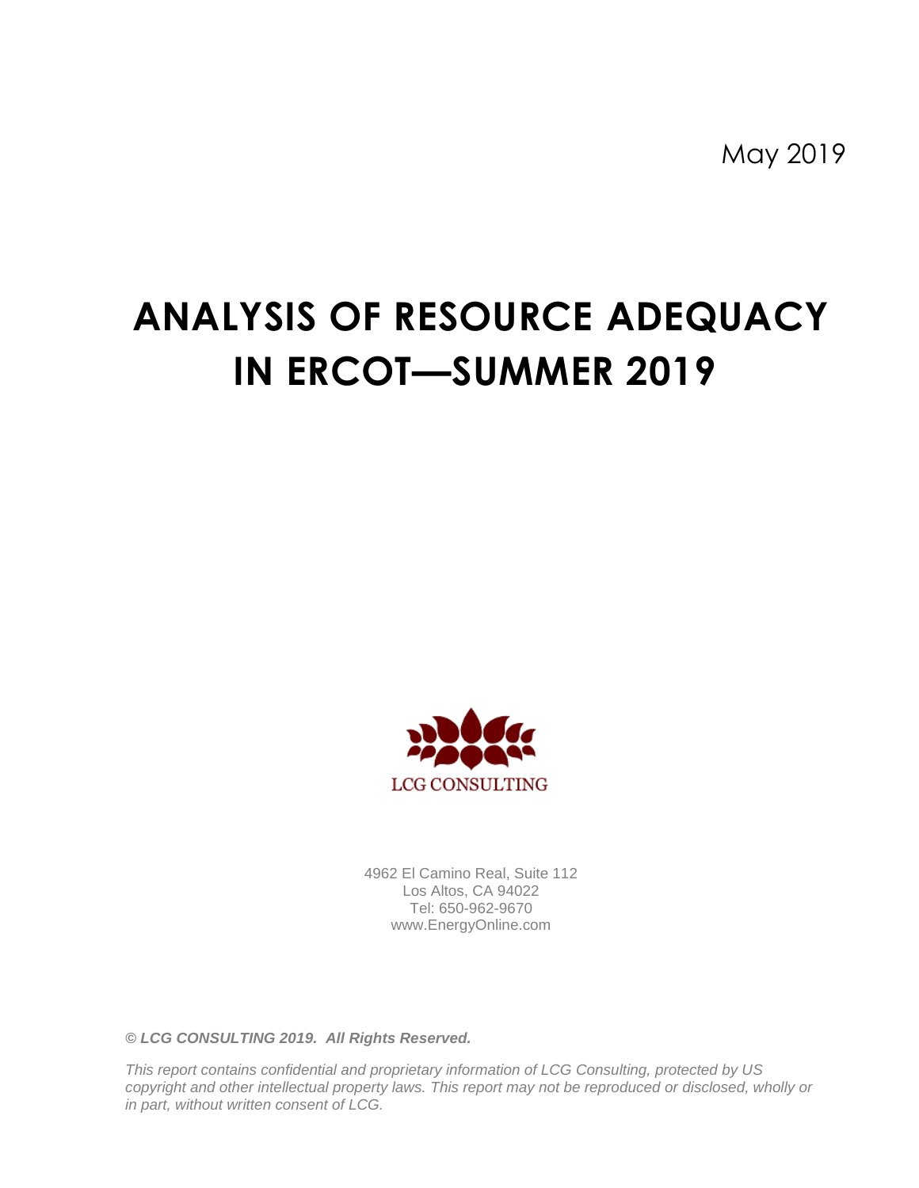May 2019

# ANALYSIS OF RESOURCE ADEQUACY IN ERCOT—SUMMER 2019

LCG CONSULTING

4962 El Camino Real, Suite 112
Los Altos, CA 94022
Tel: 650-962-9670
www.EnergyOnline.com

***© LCG CONSULTING 2019. All Rights Reserved.***

*This report contains confidential and proprietary information of LCG Consulting, protected by US copyright and other intellectual property laws. This report may not be reproduced or disclosed, wholly or in part, without written consent of LCG.*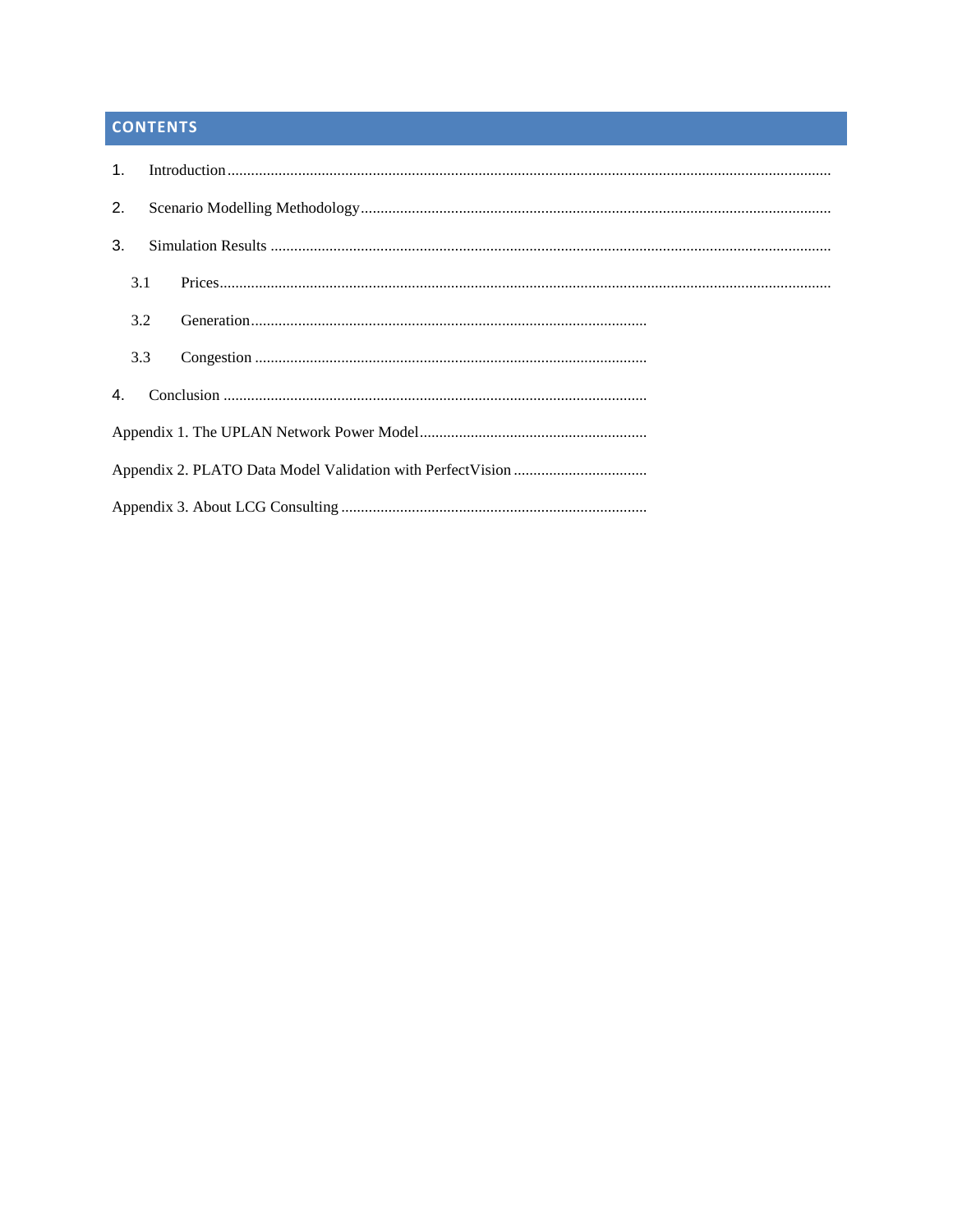## CONTENTS

1. Introduction
2. Scenario Modelling Methodology
3. Simulation Results
   - 3.1 Prices
   - 3.2 Generation
   - 3.3 Congestion
4. Conclusion

Appendix 1. The UPLAN Network Power Model

Appendix 2. PLATO Data Model Validation with PerfectVision

Appendix 3. About LCG Consulting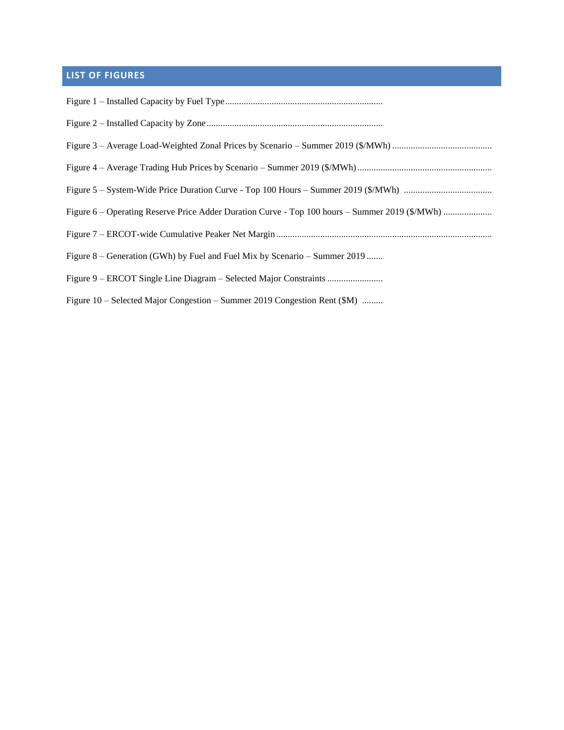## LIST OF FIGURES

Figure 1 – Installed Capacity by Fuel Type

Figure 2 – Installed Capacity by Zone

Figure 3 – Average Load-Weighted Zonal Prices by Scenario – Summer 2019 ($/MWh)

Figure 4 – Average Trading Hub Prices by Scenario – Summer 2019 ($/MWh)

Figure 5 – System-Wide Price Duration Curve - Top 100 Hours – Summer 2019 ($/MWh)

Figure 6 – Operating Reserve Price Adder Duration Curve - Top 100 hours – Summer 2019 ($/MWh)

Figure 7 – ERCOT-wide Cumulative Peaker Net Margin

Figure 8 – Generation (GWh) by Fuel and Fuel Mix by Scenario – Summer 2019

Figure 9 – ERCOT Single Line Diagram – Selected Major Constraints

Figure 10 – Selected Major Congestion – Summer 2019 Congestion Rent ($M)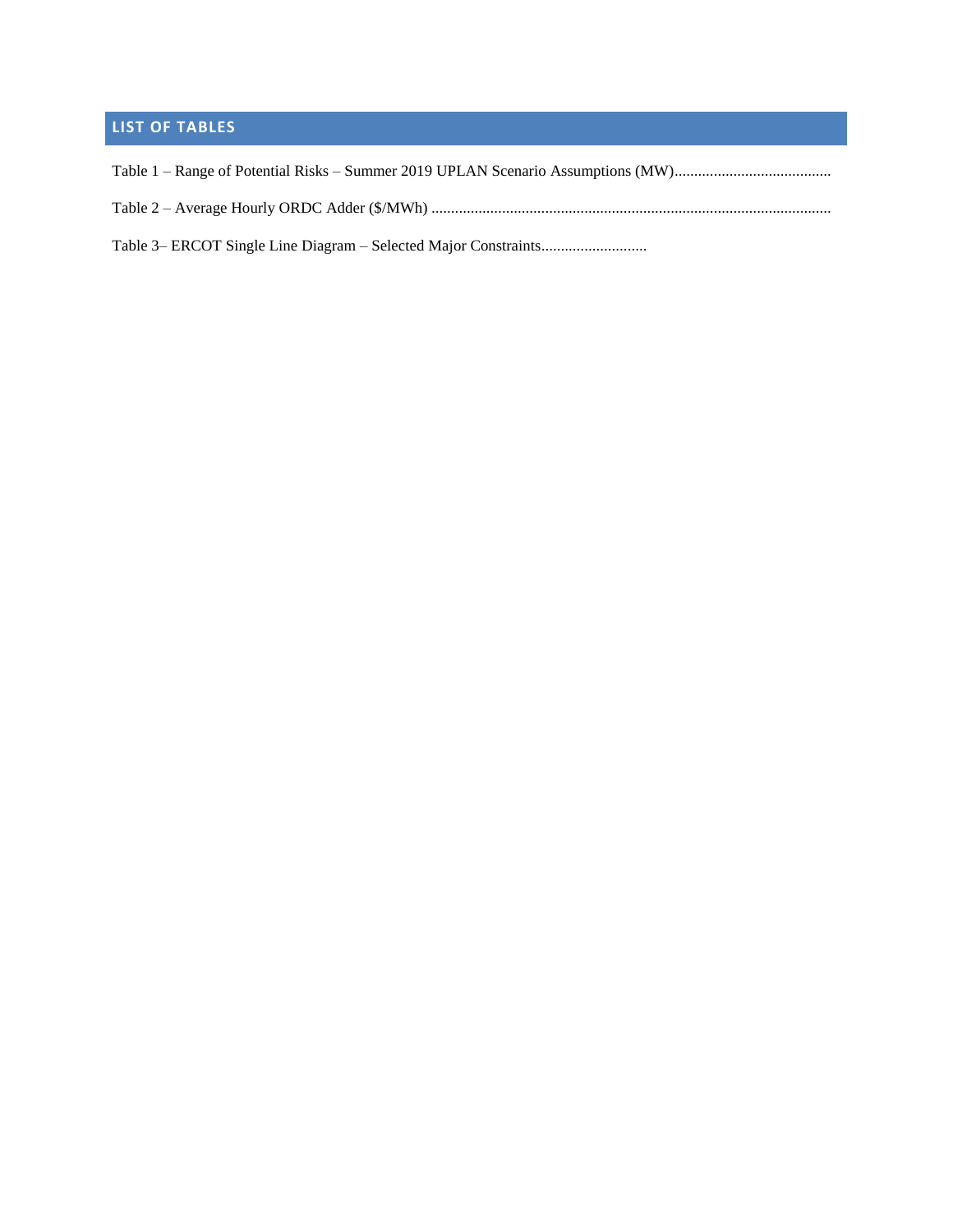## LIST OF TABLES

Table 1 – Range of Potential Risks – Summer 2019 UPLAN Scenario Assumptions (MW)........................................

Table 2 – Average Hourly ORDC Adder ($/MWh) .....................................................................................................

Table 3– ERCOT Single Line Diagram – Selected Major Constraints...........................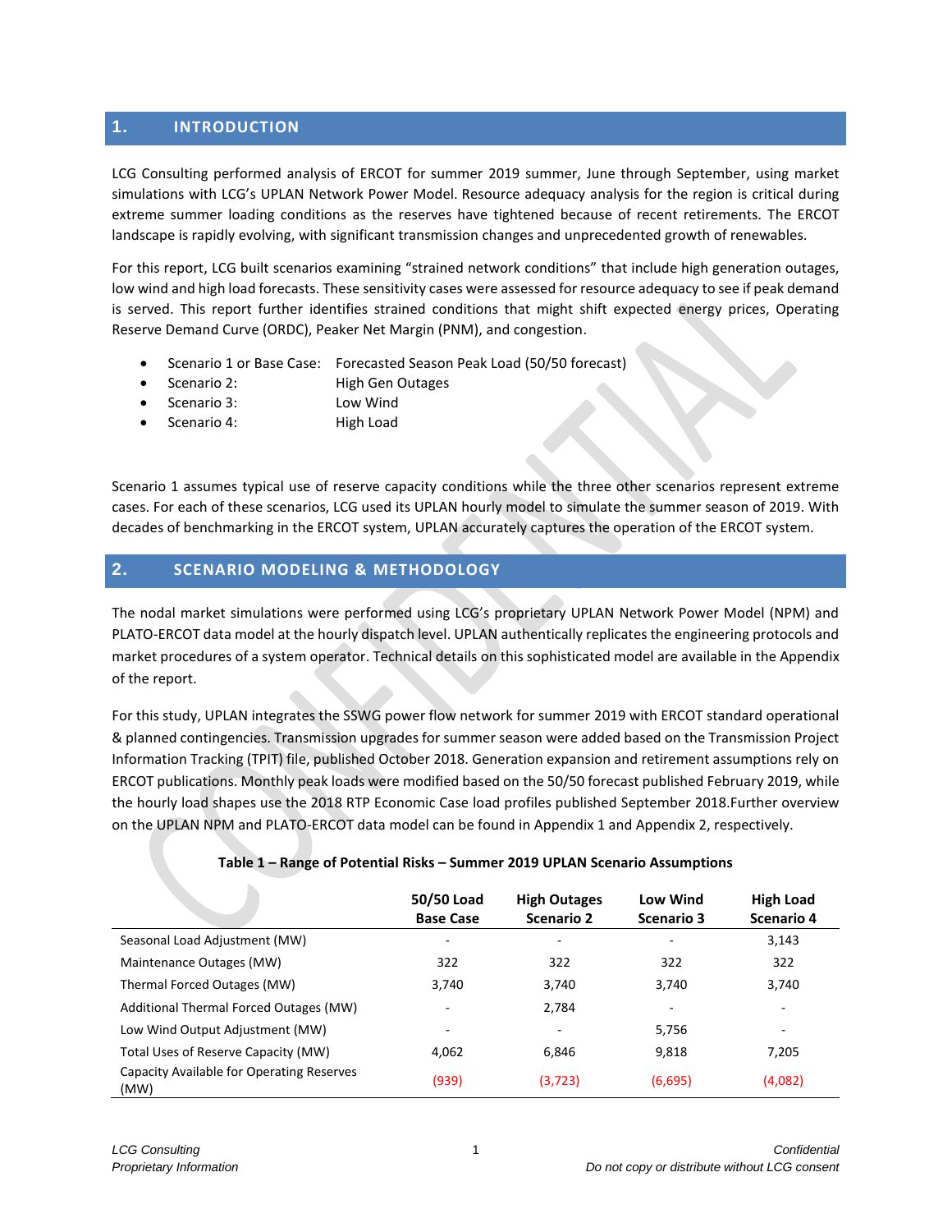## 1. INTRODUCTION

LCG Consulting performed analysis of ERCOT for summer 2019 summer, June through September, using market simulations with LCG's UPLAN Network Power Model. Resource adequacy analysis for the region is critical during extreme summer loading conditions as the reserves have tightened because of recent retirements. The ERCOT landscape is rapidly evolving, with significant transmission changes and unprecedented growth of renewables.

For this report, LCG built scenarios examining "strained network conditions" that include high generation outages, low wind and high load forecasts. These sensitivity cases were assessed for resource adequacy to see if peak demand is served. This report further identifies strained conditions that might shift expected energy prices, Operating Reserve Demand Curve (ORDC), Peaker Net Margin (PNM), and congestion.

- Scenario 1 or Base Case: Forecasted Season Peak Load (50/50 forecast)
- Scenario 2: High Gen Outages
- Scenario 3: Low Wind
- Scenario 4: High Load

Scenario 1 assumes typical use of reserve capacity conditions while the three other scenarios represent extreme cases. For each of these scenarios, LCG used its UPLAN hourly model to simulate the summer season of 2019. With decades of benchmarking in the ERCOT system, UPLAN accurately captures the operation of the ERCOT system.

## 2. SCENARIO MODELING & METHODOLOGY

The nodal market simulations were performed using LCG's proprietary UPLAN Network Power Model (NPM) and PLATO-ERCOT data model at the hourly dispatch level. UPLAN authentically replicates the engineering protocols and market procedures of a system operator. Technical details on this sophisticated model are available in the Appendix of the report.

For this study, UPLAN integrates the SSWG power flow network for summer 2019 with ERCOT standard operational & planned contingencies. Transmission upgrades for summer season were added based on the Transmission Project Information Tracking (TPIT) file, published October 2018. Generation expansion and retirement assumptions rely on ERCOT publications. Monthly peak loads were modified based on the 50/50 forecast published February 2019, while the hourly load shapes use the 2018 RTP Economic Case load profiles published September 2018.Further overview on the UPLAN NPM and PLATO-ERCOT data model can be found in Appendix 1 and Appendix 2, respectively.

**Table 1 – Range of Potential Risks – Summer 2019 UPLAN Scenario Assumptions**

| | 50/50 Load Base Case | High Outages Scenario 2 | Low Wind Scenario 3 | High Load Scenario 4 |
|---|---|---|---|---|
| Seasonal Load Adjustment (MW) | - | - | - | 3,143 |
| Maintenance Outages (MW) | 322 | 322 | 322 | 322 |
| Thermal Forced Outages (MW) | 3,740 | 3,740 | 3,740 | 3,740 |
| Additional Thermal Forced Outages (MW) | - | 2,784 | - | - |
| Low Wind Output Adjustment (MW) | - | - | 5,756 | - |
| Total Uses of Reserve Capacity (MW) | 4,062 | 6,846 | 9,818 | 7,205 |
| Capacity Available for Operating Reserves (MW) | (939) | (3,723) | (6,695) | (4,082) |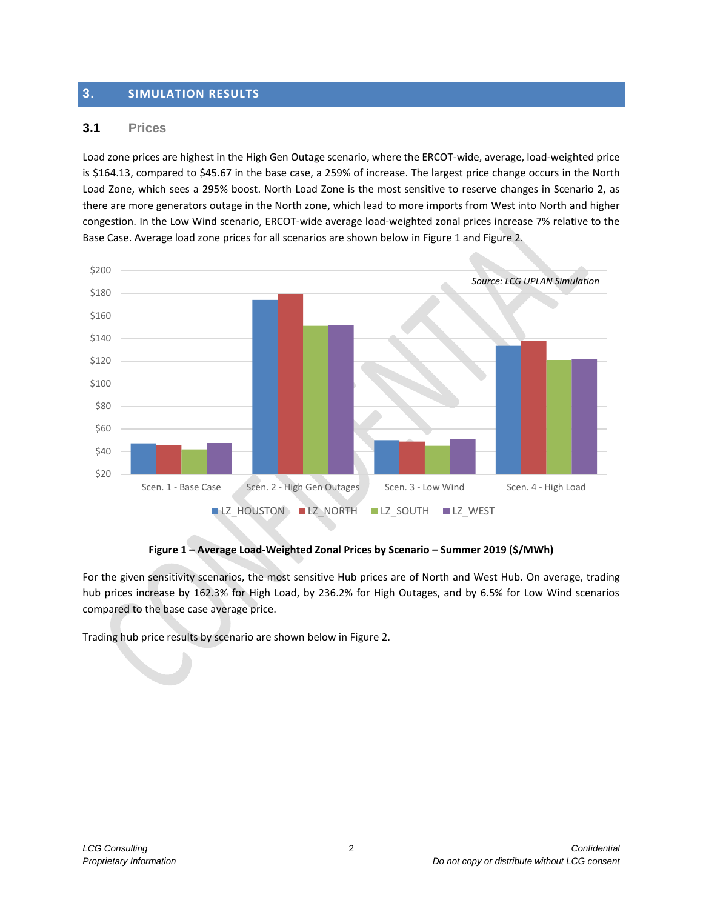# 3. SIMULATION RESULTS

## 3.1 Prices

Load zone prices are highest in the High Gen Outage scenario, where the ERCOT-wide, average, load-weighted price is $164.13, compared to $45.67 in the base case, a 259% of increase. The largest price change occurs in the North Load Zone, which sees a 295% boost. North Load Zone is the most sensitive to reserve changes in Scenario 2, as there are more generators outage in the North zone, which lead to more imports from West into North and higher congestion. In the Low Wind scenario, ERCOT-wide average load-weighted zonal prices increase 7% relative to the Base Case. Average load zone prices for all scenarios are shown below in Figure 1 and Figure 2.

Source: LCG UPLAN Simulation

$200
$180
$160
$140
$120
$100
$80
$60
$40
$20

Scen. 1 - Base Case
Scen. 2 - High Gen Outages
Scen. 3 - Low Wind
Scen. 4 - High Load

LZ_HOUSTON LZ_NORTH LZ_SOUTH LZ_WEST

**Figure 1 – Average Load-Weighted Zonal Prices by Scenario – Summer 2019 ($/MWh)**

For the given sensitivity scenarios, the most sensitive Hub prices are of North and West Hub. On average, trading hub prices increase by 162.3% for High Load, by 236.2% for High Outages, and by 6.5% for Low Wind scenarios compared to the base case average price.

Trading hub price results by scenario are shown below in Figure 2.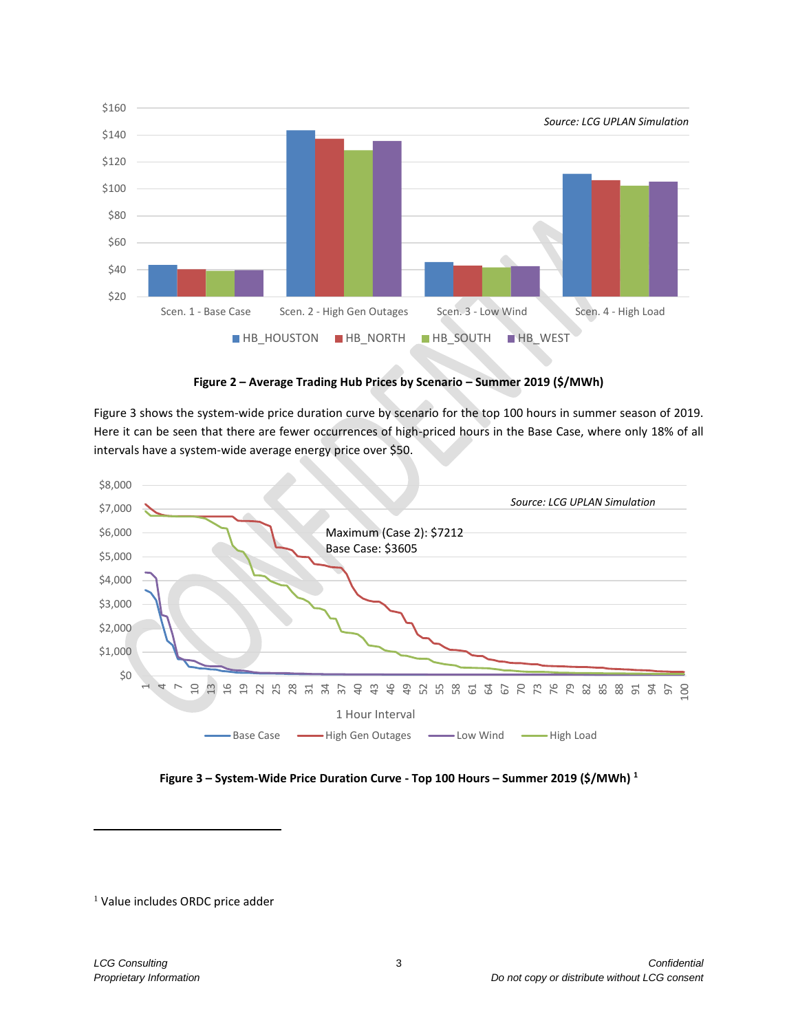$160
$140
$120
$100
$80
$60
$40
$20

Source: LCG UPLAN Simulation

Scen. 1 - Base Case
Scen. 2 - High Gen Outages
Scen. 3 - Low Wind
Scen. 4 - High Load

HB_HOUSTON
HB_NORTH
HB_SOUTH
HB_WEST

**Figure 2 – Average Trading Hub Prices by Scenario – Summer 2019 ($/MWh)**

Figure 3 shows the system-wide price duration curve by scenario for the top 100 hours in summer season of 2019. Here it can be seen that there are fewer occurrences of high-priced hours in the Base Case, where only 18% of all intervals have a system-wide average energy price over $50.

$8,000
$7,000
$6,000
$5,000
$4,000
$3,000
$2,000
$1,000
$0

Source: LCG UPLAN Simulation

Maximum (Case 2): $7212
Base Case: $3605

1 4 7 10 13 16 19 22 25 28 31 34 37 40 43 46 49 52 55 58 61 64 67 70 73 76 79 82 85 88 91 94 97 100

1 Hour Interval

Base Case
High Gen Outages
Low Wind
High Load

**Figure 3 – System-Wide Price Duration Curve - Top 100 Hours – Summer 2019 ($/MWh)** [1]

---

[1] Value includes ORDC price adder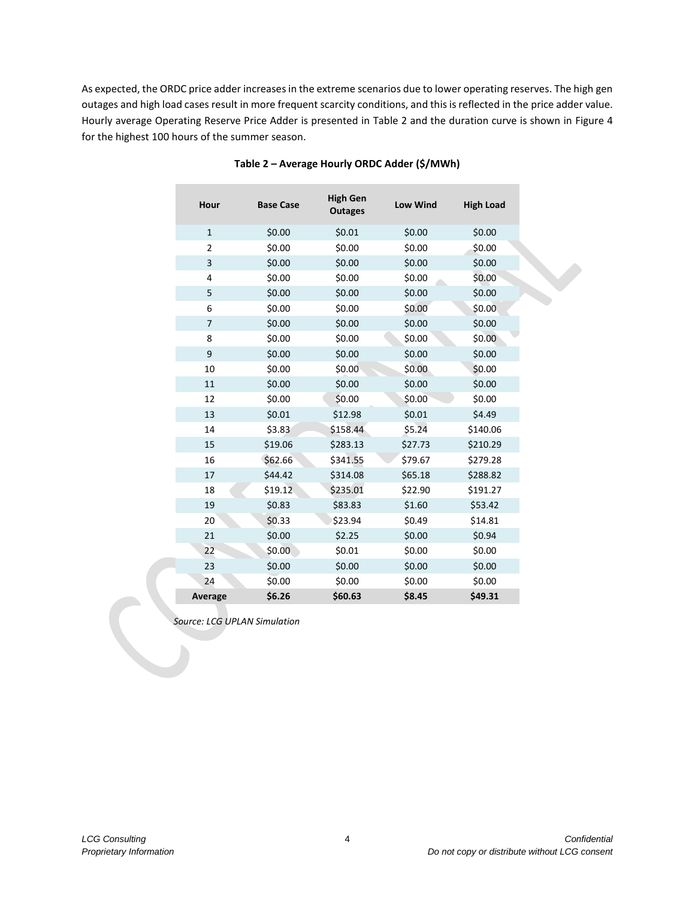As expected, the ORDC price adder increases in the extreme scenarios due to lower operating reserves. The high gen outages and high load cases result in more frequent scarcity conditions, and this is reflected in the price adder value. Hourly average Operating Reserve Price Adder is presented in Table 2 and the duration curve is shown in Figure 4 for the highest 100 hours of the summer season.

**Table 2 – Average Hourly ORDC Adder ($/MWh)**

| Hour | Base Case | High Gen Outages | Low Wind | High Load |
|---|---|---|---|---|
| 1 | $0.00 | $0.01 | $0.00 | $0.00 |
| 2 | $0.00 | $0.00 | $0.00 | $0.00 |
| 3 | $0.00 | $0.00 | $0.00 | $0.00 |
| 4 | $0.00 | $0.00 | $0.00 | $0.00 |
| 5 | $0.00 | $0.00 | $0.00 | $0.00 |
| 6 | $0.00 | $0.00 | $0.00 | $0.00 |
| 7 | $0.00 | $0.00 | $0.00 | $0.00 |
| 8 | $0.00 | $0.00 | $0.00 | $0.00 |
| 9 | $0.00 | $0.00 | $0.00 | $0.00 |
| 10 | $0.00 | $0.00 | $0.00 | $0.00 |
| 11 | $0.00 | $0.00 | $0.00 | $0.00 |
| 12 | $0.00 | $0.00 | $0.00 | $0.00 |
| 13 | $0.01 | $12.98 | $0.01 | $4.49 |
| 14 | $3.83 | $158.44 | $5.24 | $140.06 |
| 15 | $19.06 | $283.13 | $27.73 | $210.29 |
| 16 | $62.66 | $341.55 | $79.67 | $279.28 |
| 17 | $44.42 | $314.08 | $65.18 | $288.82 |
| 18 | $19.12 | $235.01 | $22.90 | $191.27 |
| 19 | $0.83 | $83.83 | $1.60 | $53.42 |
| 20 | $0.33 | $23.94 | $0.49 | $14.81 |
| 21 | $0.00 | $2.25 | $0.00 | $0.94 |
| 22 | $0.00 | $0.01 | $0.00 | $0.00 |
| 23 | $0.00 | $0.00 | $0.00 | $0.00 |
| 24 | $0.00 | $0.00 | $0.00 | $0.00 |
| **Average** | **$6.26** | **$60.63** | **$8.45** | **$49.31** |

*Source: LCG UPLAN Simulation*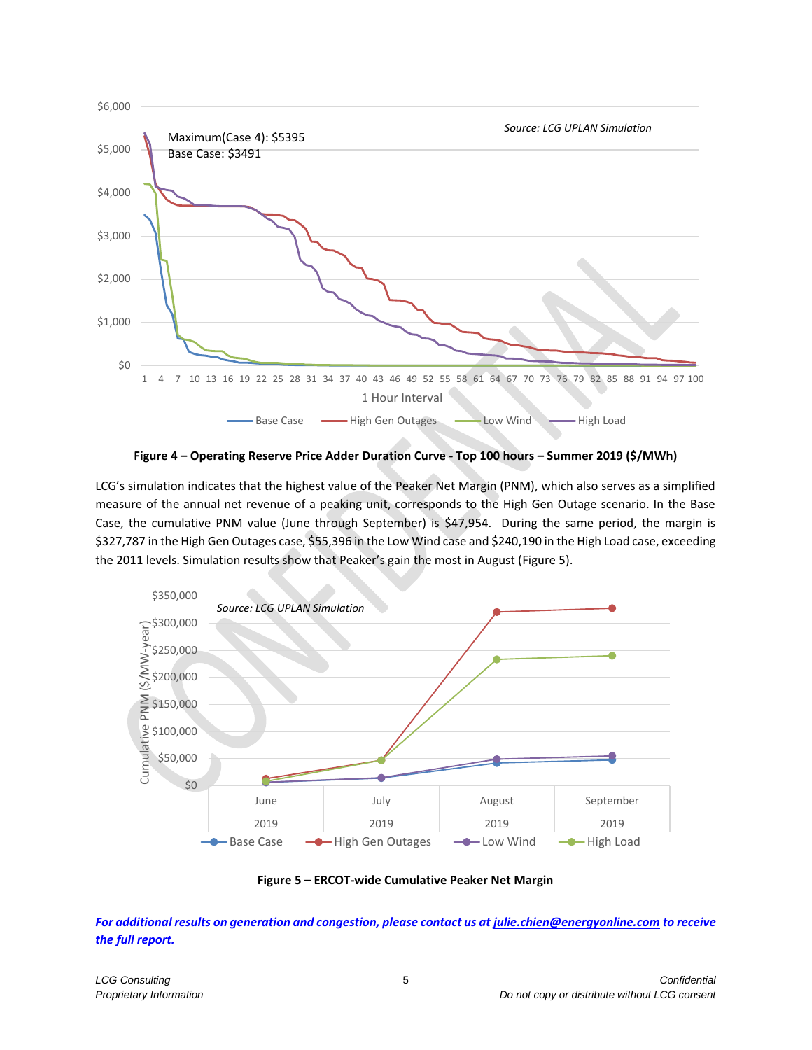$6,000
$5,000
$4,000
$3,000
$2,000
$1,000
$0

Maximum(Case 4): $5395
Base Case: $3491

Source: LCG UPLAN Simulation

1 4 7 10 13 16 19 22 25 28 31 34 37 40 43 46 49 52 55 58 61 64 67 70 73 76 79 82 85 88 91 94 97 100

1 Hour Interval

Base Case High Gen Outages Low Wind High Load

**Figure 4 – Operating Reserve Price Adder Duration Curve - Top 100 hours – Summer 2019 ($/MWh)**

LCG's simulation indicates that the highest value of the Peaker Net Margin (PNM), which also serves as a simplified measure of the annual net revenue of a peaking unit, corresponds to the High Gen Outage scenario. In the Base Case, the cumulative PNM value (June through September) is $47,954. During the same period, the margin is $327,787 in the High Gen Outages case, $55,396 in the Low Wind case and $240,190 in the High Load case, exceeding the 2011 levels. Simulation results show that Peaker's gain the most in August (Figure 5).

$350,000
$300,000
$250,000
$200,000
$150,000
$100,000
$50,000
$0

Cumulative PNM ($/MW-year)

Source: LCG UPLAN Simulation

June 2019 July 2019 August 2019 September 2019

Base Case High Gen Outages Low Wind High Load

**Figure 5 – ERCOT-wide Cumulative Peaker Net Margin**

***For additional results on generation and congestion, please contact us at [julie.chien@energyonline.com](mailto:julie.chien@energyonline.com) to receive the full report.***